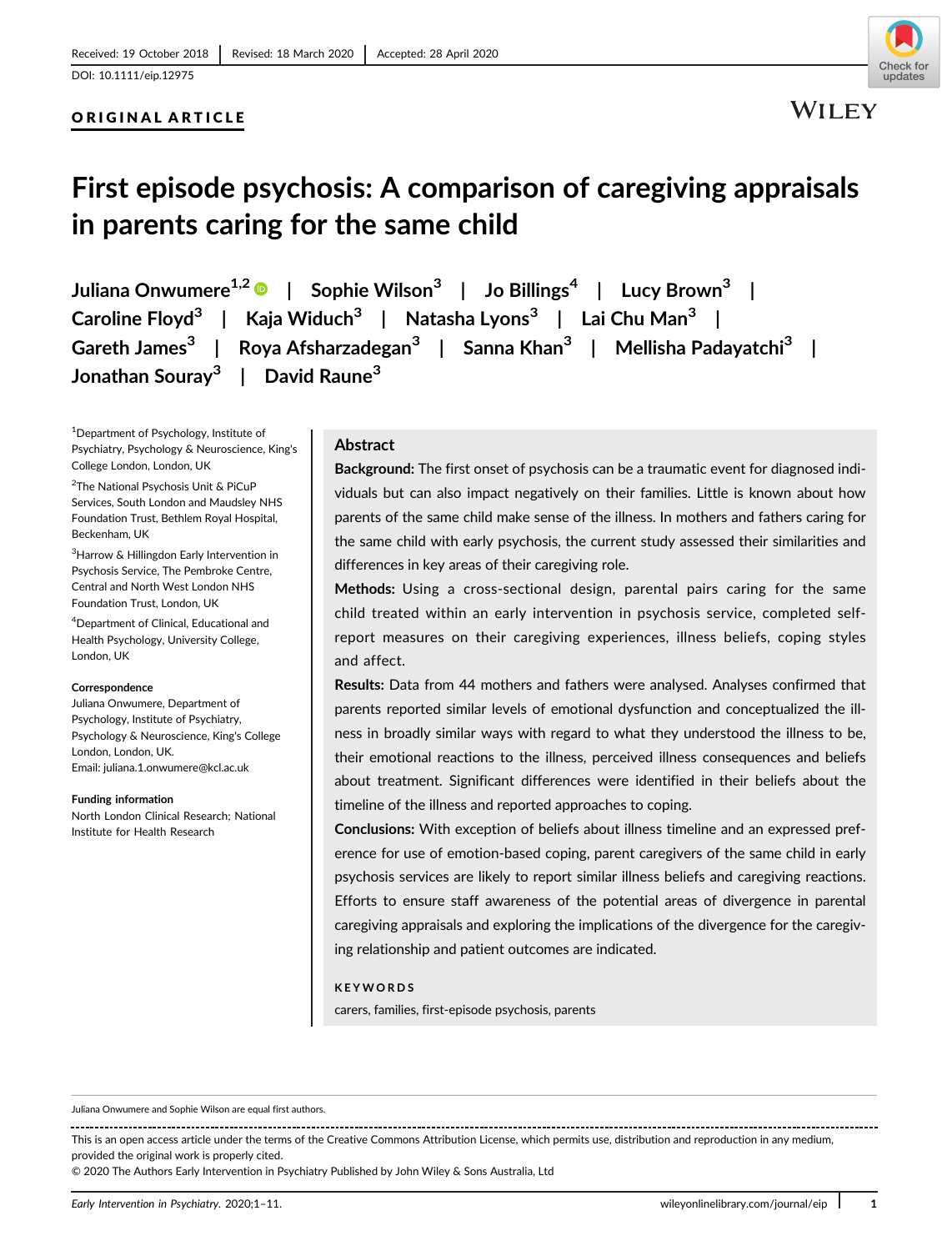Received: 19 October 2018 | Revised: 18 March 2020 | Accepted: 28 April 2020

DOI: 10.1111/eip.12975

ORIGINAL ARTICLE

# First episode psychosis: A comparison of caregiving appraisals in parents caring for the same child

Juliana Onwumere[1,2] | Sophie Wilson[3] | Jo Billings[4] | Lucy Brown[3] | Caroline Floyd[3] | Kaja Widuch[3] | Natasha Lyons[3] | Lai Chu Man[3] | Gareth James[3] | Roya Afsharzadegan[3] | Sanna Khan[3] | Mellisha Padayatchi[3] | Jonathan Souray[3] | David Raune[3]

[1]Department of Psychology, Institute of Psychiatry, Psychology & Neuroscience, King's College London, London, UK

[2]The National Psychosis Unit & PiCuP Services, South London and Maudsley NHS Foundation Trust, Bethlem Royal Hospital, Beckenham, UK

[3]Harrow & Hillingdon Early Intervention in Psychosis Service, The Pembroke Centre, Central and North West London NHS Foundation Trust, London, UK

[4]Department of Clinical, Educational and Health Psychology, University College, London, UK

**Correspondence**

Juliana Onwumere, Department of Psychology, Institute of Psychiatry, Psychology & Neuroscience, King's College London, London, UK.

Email: juliana.1.onwumere@kcl.ac.uk

**Funding information**

North London Clinical Research; National Institute for Health Research

## Abstract

**Background:** The first onset of psychosis can be a traumatic event for diagnosed individuals but can also impact negatively on their families. Little is known about how parents of the same child make sense of the illness. In mothers and fathers caring for the same child with early psychosis, the current study assessed their similarities and differences in key areas of their caregiving role.

**Methods:** Using a cross-sectional design, parental pairs caring for the same child treated within an early intervention in psychosis service, completed self-report measures on their caregiving experiences, illness beliefs, coping styles and affect.

**Results:** Data from 44 mothers and fathers were analysed. Analyses confirmed that parents reported similar levels of emotional dysfunction and conceptualized the illness in broadly similar ways with regard to what they understood the illness to be, their emotional reactions to the illness, perceived illness consequences and beliefs about treatment. Significant differences were identified in their beliefs about the timeline of the illness and reported approaches to coping.

**Conclusions:** With exception of beliefs about illness timeline and an expressed preference for use of emotion-based coping, parent caregivers of the same child in early psychosis services are likely to report similar illness beliefs and caregiving reactions. Efforts to ensure staff awareness of the potential areas of divergence in parental caregiving appraisals and exploring the implications of the divergence for the caregiving relationship and patient outcomes are indicated.

**KEYWORDS**

carers, families, first-episode psychosis, parents

---

Juliana Onwumere and Sophie Wilson are equal first authors.

This is an open access article under the terms of the Creative Commons Attribution License, which permits use, distribution and reproduction in any medium, provided the original work is properly cited.

© 2020 The Authors Early Intervention in Psychiatry Published by John Wiley & Sons Australia, Ltd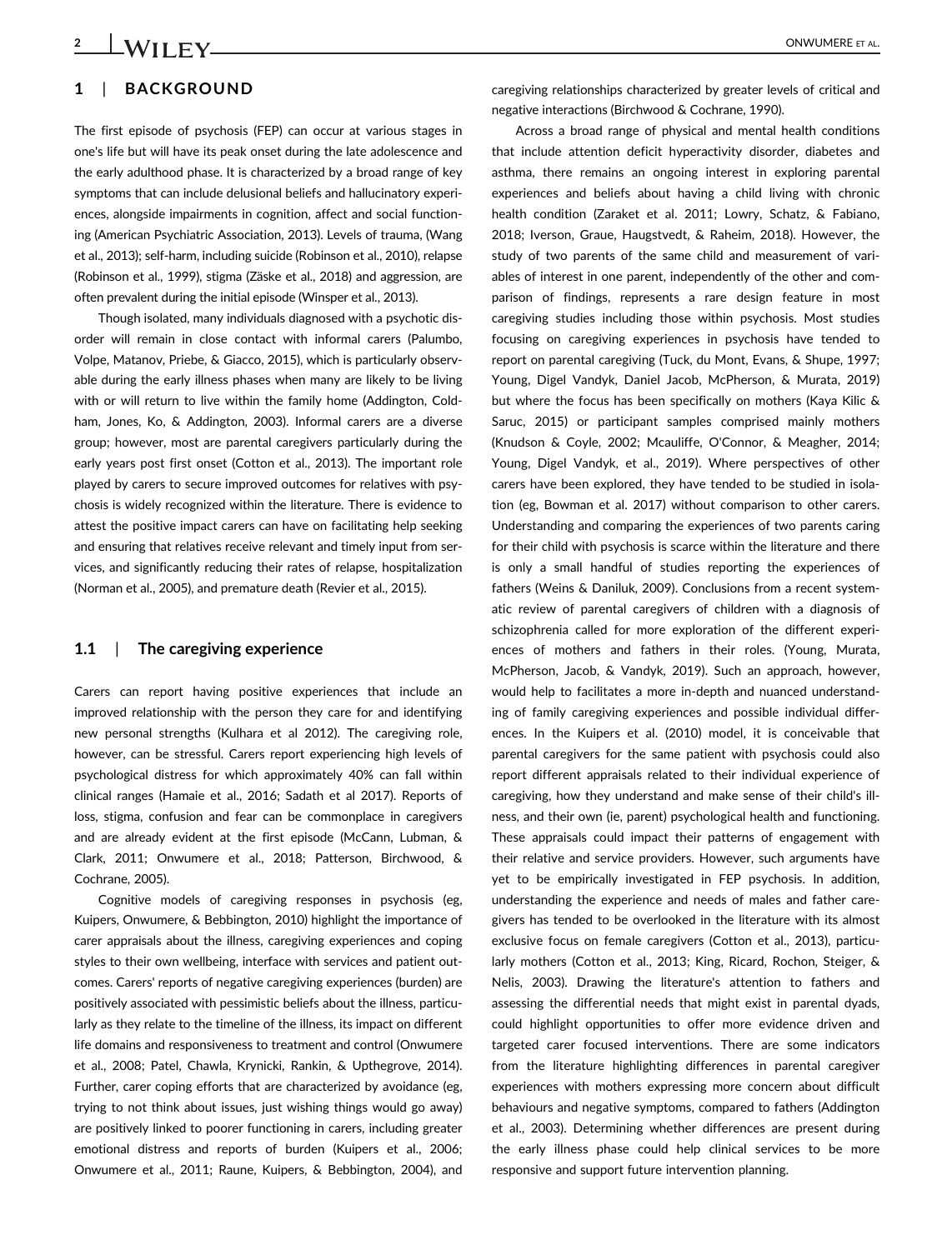## 1 | BACKGROUND

The first episode of psychosis (FEP) can occur at various stages in one's life but will have its peak onset during the late adolescence and the early adulthood phase. It is characterized by a broad range of key symptoms that can include delusional beliefs and hallucinatory experiences, alongside impairments in cognition, affect and social functioning (American Psychiatric Association, 2013). Levels of trauma, (Wang et al., 2013); self-harm, including suicide (Robinson et al., 2010), relapse (Robinson et al., 1999), stigma (Zäske et al., 2018) and aggression, are often prevalent during the initial episode (Winsper et al., 2013).

Though isolated, many individuals diagnosed with a psychotic disorder will remain in close contact with informal carers (Palumbo, Volpe, Matanov, Priebe, & Giacco, 2015), which is particularly observable during the early illness phases when many are likely to be living with or will return to live within the family home (Addington, Coldham, Jones, Ko, & Addington, 2003). Informal carers are a diverse group; however, most are parental caregivers particularly during the early years post first onset (Cotton et al., 2013). The important role played by carers to secure improved outcomes for relatives with psychosis is widely recognized within the literature. There is evidence to attest the positive impact carers can have on facilitating help seeking and ensuring that relatives receive relevant and timely input from services, and significantly reducing their rates of relapse, hospitalization (Norman et al., 2005), and premature death (Revier et al., 2015).

### 1.1 | The caregiving experience

Carers can report having positive experiences that include an improved relationship with the person they care for and identifying new personal strengths (Kulhara et al 2012). The caregiving role, however, can be stressful. Carers report experiencing high levels of psychological distress for which approximately 40% can fall within clinical ranges (Hamaie et al., 2016; Sadath et al 2017). Reports of loss, stigma, confusion and fear can be commonplace in caregivers and are already evident at the first episode (McCann, Lubman, & Clark, 2011; Onwumere et al., 2018; Patterson, Birchwood, & Cochrane, 2005).

Cognitive models of caregiving responses in psychosis (eg, Kuipers, Onwumere, & Bebbington, 2010) highlight the importance of carer appraisals about the illness, caregiving experiences and coping styles to their own wellbeing, interface with services and patient outcomes. Carers' reports of negative caregiving experiences (burden) are positively associated with pessimistic beliefs about the illness, particularly as they relate to the timeline of the illness, its impact on different life domains and responsiveness to treatment and control (Onwumere et al., 2008; Patel, Chawla, Krynicki, Rankin, & Upthegrove, 2014). Further, carer coping efforts that are characterized by avoidance (eg, trying to not think about issues, just wishing things would go away) are positively linked to poorer functioning in carers, including greater emotional distress and reports of burden (Kuipers et al., 2006; Onwumere et al., 2011; Raune, Kuipers, & Bebbington, 2004), and caregiving relationships characterized by greater levels of critical and negative interactions (Birchwood & Cochrane, 1990).

Across a broad range of physical and mental health conditions that include attention deficit hyperactivity disorder, diabetes and asthma, there remains an ongoing interest in exploring parental experiences and beliefs about having a child living with chronic health condition (Zaraket et al. 2011; Lowry, Schatz, & Fabiano, 2018; Iverson, Graue, Haugstvedt, & Raheim, 2018). However, the study of two parents of the same child and measurement of variables of interest in one parent, independently of the other and comparison of findings, represents a rare design feature in most caregiving studies including those within psychosis. Most studies focusing on caregiving experiences in psychosis have tended to report on parental caregiving (Tuck, du Mont, Evans, & Shupe, 1997; Young, Digel Vandyk, Daniel Jacob, McPherson, & Murata, 2019) but where the focus has been specifically on mothers (Kaya Kilic & Saruc, 2015) or participant samples comprised mainly mothers (Knudson & Coyle, 2002; Mcauliffe, O'Connor, & Meagher, 2014; Young, Digel Vandyk, et al., 2019). Where perspectives of other carers have been explored, they have tended to be studied in isolation (eg, Bowman et al. 2017) without comparison to other carers. Understanding and comparing the experiences of two parents caring for their child with psychosis is scarce within the literature and there is only a small handful of studies reporting the experiences of fathers (Weins & Daniluk, 2009). Conclusions from a recent systematic review of parental caregivers of children with a diagnosis of schizophrenia called for more exploration of the different experiences of mothers and fathers in their roles. (Young, Murata, McPherson, Jacob, & Vandyk, 2019). Such an approach, however, would help to facilitates a more in-depth and nuanced understanding of family caregiving experiences and possible individual differences. In the Kuipers et al. (2010) model, it is conceivable that parental caregivers for the same patient with psychosis could also report different appraisals related to their individual experience of caregiving, how they understand and make sense of their child's illness, and their own (ie, parent) psychological health and functioning. These appraisals could impact their patterns of engagement with their relative and service providers. However, such arguments have yet to be empirically investigated in FEP psychosis. In addition, understanding the experience and needs of males and father caregivers has tended to be overlooked in the literature with its almost exclusive focus on female caregivers (Cotton et al., 2013), particularly mothers (Cotton et al., 2013; King, Ricard, Rochon, Steiger, & Nelis, 2003). Drawing the literature's attention to fathers and assessing the differential needs that might exist in parental dyads, could highlight opportunities to offer more evidence driven and targeted carer focused interventions. There are some indicators from the literature highlighting differences in parental caregiver experiences with mothers expressing more concern about difficult behaviours and negative symptoms, compared to fathers (Addington et al., 2003). Determining whether differences are present during the early illness phase could help clinical services to be more responsive and support future intervention planning.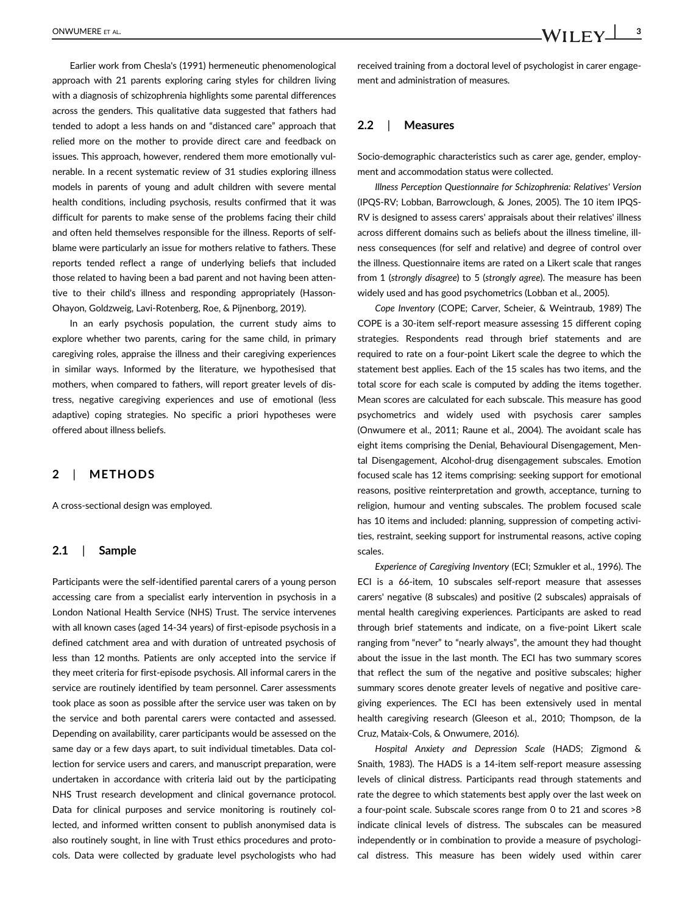Earlier work from Chesla's (1991) hermeneutic phenomenological approach with 21 parents exploring caring styles for children living with a diagnosis of schizophrenia highlights some parental differences across the genders. This qualitative data suggested that fathers had tended to adopt a less hands on and "distanced care" approach that relied more on the mother to provide direct care and feedback on issues. This approach, however, rendered them more emotionally vulnerable. In a recent systematic review of 31 studies exploring illness models in parents of young and adult children with severe mental health conditions, including psychosis, results confirmed that it was difficult for parents to make sense of the problems facing their child and often held themselves responsible for the illness. Reports of self-blame were particularly an issue for mothers relative to fathers. These reports tended reflect a range of underlying beliefs that included those related to having been a bad parent and not having been attentive to their child's illness and responding appropriately (Hasson-Ohayon, Goldzweig, Lavi-Rotenberg, Roe, & Pijnenborg, 2019).

In an early psychosis population, the current study aims to explore whether two parents, caring for the same child, in primary caregiving roles, appraise the illness and their caregiving experiences in similar ways. Informed by the literature, we hypothesised that mothers, when compared to fathers, will report greater levels of distress, negative caregiving experiences and use of emotional (less adaptive) coping strategies. No specific a priori hypotheses were offered about illness beliefs.

## 2 | METHODS

A cross-sectional design was employed.

### 2.1 | Sample

Participants were the self-identified parental carers of a young person accessing care from a specialist early intervention in psychosis in a London National Health Service (NHS) Trust. The service intervenes with all known cases (aged 14-34 years) of first-episode psychosis in a defined catchment area and with duration of untreated psychosis of less than 12 months. Patients are only accepted into the service if they meet criteria for first-episode psychosis. All informal carers in the service are routinely identified by team personnel. Carer assessments took place as soon as possible after the service user was taken on by the service and both parental carers were contacted and assessed. Depending on availability, carer participants would be assessed on the same day or a few days apart, to suit individual timetables. Data collection for service users and carers, and manuscript preparation, were undertaken in accordance with criteria laid out by the participating NHS Trust research development and clinical governance protocol. Data for clinical purposes and service monitoring is routinely collected, and informed written consent to publish anonymised data is also routinely sought, in line with Trust ethics procedures and protocols. Data were collected by graduate level psychologists who had received training from a doctoral level of psychologist in carer engagement and administration of measures.

### 2.2 | Measures

Socio-demographic characteristics such as carer age, gender, employment and accommodation status were collected.

*Illness Perception Questionnaire for Schizophrenia: Relatives' Version* (IPQS-RV; Lobban, Barrowclough, & Jones, 2005). The 10 item IPQS-RV is designed to assess carers' appraisals about their relatives' illness across different domains such as beliefs about the illness timeline, illness consequences (for self and relative) and degree of control over the illness. Questionnaire items are rated on a Likert scale that ranges from 1 (*strongly disagree*) to 5 (*strongly agree*). The measure has been widely used and has good psychometrics (Lobban et al., 2005).

*Cope Inventory* (COPE; Carver, Scheier, & Weintraub, 1989) The COPE is a 30-item self-report measure assessing 15 different coping strategies. Respondents read through brief statements and are required to rate on a four-point Likert scale the degree to which the statement best applies. Each of the 15 scales has two items, and the total score for each scale is computed by adding the items together. Mean scores are calculated for each subscale. This measure has good psychometrics and widely used with psychosis carer samples (Onwumere et al., 2011; Raune et al., 2004). The avoidant scale has eight items comprising the Denial, Behavioural Disengagement, Mental Disengagement, Alcohol-drug disengagement subscales. Emotion focused scale has 12 items comprising: seeking support for emotional reasons, positive reinterpretation and growth, acceptance, turning to religion, humour and venting subscales. The problem focused scale has 10 items and included: planning, suppression of competing activities, restraint, seeking support for instrumental reasons, active coping scales.

*Experience of Caregiving Inventory* (ECI; Szmukler et al., 1996). The ECI is a 66-item, 10 subscales self-report measure that assesses carers' negative (8 subscales) and positive (2 subscales) appraisals of mental health caregiving experiences. Participants are asked to read through brief statements and indicate, on a five-point Likert scale ranging from "never" to "nearly always", the amount they had thought about the issue in the last month. The ECI has two summary scores that reflect the sum of the negative and positive subscales; higher summary scores denote greater levels of negative and positive caregiving experiences. The ECI has been extensively used in mental health caregiving research (Gleeson et al., 2010; Thompson, de la Cruz, Mataix-Cols, & Onwumere, 2016).

*Hospital Anxiety and Depression Scale* (HADS; Zigmond & Snaith, 1983). The HADS is a 14-item self-report measure assessing levels of clinical distress. Participants read through statements and rate the degree to which statements best apply over the last week on a four-point scale. Subscale scores range from 0 to 21 and scores >8 indicate clinical levels of distress. The subscales can be measured independently or in combination to provide a measure of psychological distress. This measure has been widely used within carer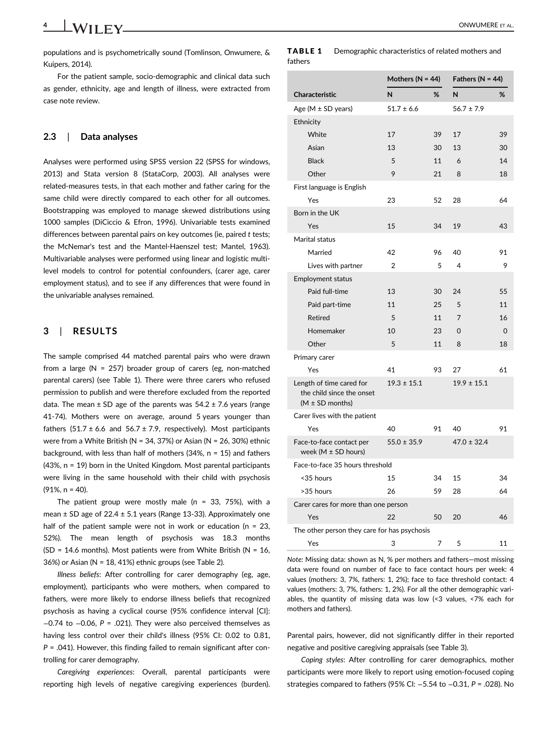populations and is psychometrically sound (Tomlinson, Onwumere, & Kuipers, 2014).

For the patient sample, socio-demographic and clinical data such as gender, ethnicity, age and length of illness, were extracted from case note review.

### 2.3 | Data analyses

Analyses were performed using SPSS version 22 (SPSS for windows, 2013) and Stata version 8 (StataCorp, 2003). All analyses were related-measures tests, in that each mother and father caring for the same child were directly compared to each other for all outcomes. Bootstrapping was employed to manage skewed distributions using 1000 samples (DiCiccio & Efron, 1996). Univariable tests examined differences between parental pairs on key outcomes (ie, paired *t* tests; the McNemar's test and the Mantel-Haenszel test; Mantel, 1963). Multivariable analyses were performed using linear and logistic multi-level models to control for potential confounders, (carer age, carer employment status), and to see if any differences that were found in the univariable analyses remained.

## 3 | RESULTS

The sample comprised 44 matched parental pairs who were drawn from a large (N = 257) broader group of carers (eg, non-matched parental carers) (see Table 1). There were three carers who refused permission to publish and were therefore excluded from the reported data. The mean ± SD age of the parents was 54.2 ± 7.6 years (range 41-74). Mothers were on average, around 5 years younger than fathers (51.7 ± 6.6 and 56.7 ± 7.9, respectively). Most participants were from a White British (N = 34, 37%) or Asian (N = 26, 30%) ethnic background, with less than half of mothers (34%, n = 15) and fathers (43%, n = 19) born in the United Kingdom. Most parental participants were living in the same household with their child with psychosis (91%, n = 40).

The patient group were mostly male (n = 33, 75%), with a mean ± SD age of 22.4 ± 5.1 years (Range 13-33). Approximately one half of the patient sample were not in work or education (n = 23, 52%). The mean length of psychosis was 18.3 months (SD = 14.6 months). Most patients were from White British (N = 16, 36%) or Asian (N = 18, 41%) ethnic groups (see Table 2).

*Illness beliefs*: After controlling for carer demography (eg, age, employment), participants who were mothers, when compared to fathers, were more likely to endorse illness beliefs that recognized psychosis as having a cyclical course (95% confidence interval [CI]: −0.74 to −0.06, *P* = .021). They were also perceived themselves as having less control over their child's illness (95% CI: 0.02 to 0.81, *P* = .041). However, this finding failed to remain significant after controlling for carer demography.

*Caregiving experiences*: Overall, parental participants were reporting high levels of negative caregiving experiences (burden). Parental pairs, however, did not significantly differ in their reported negative and positive caregiving appraisals (see Table 3).

*Coping styles*: After controlling for carer demographics, mother participants were more likely to report using emotion-focused coping strategies compared to fathers (95% CI: −5.54 to −0.31, *P* = .028). No

**TABLE 1** Demographic characteristics of related mothers and fathers

| | Mothers (N = 44) | | Fathers (N = 44) | |
|---|---|---|---|---|
| Characteristic | N | % | N | % |
| Age (M ± SD years) | 51.7 ± 6.6 | | 56.7 ± 7.9 | |
| Ethnicity | | | | |
| White | 17 | 39 | 17 | 39 |
| Asian | 13 | 30 | 13 | 30 |
| Black | 5 | 11 | 6 | 14 |
| Other | 9 | 21 | 8 | 18 |
| First language is English | | | | |
| Yes | 23 | 52 | 28 | 64 |
| Born in the UK | | | | |
| Yes | 15 | 34 | 19 | 43 |
| Marital status | | | | |
| Married | 42 | 96 | 40 | 91 |
| Lives with partner | 2 | 5 | 4 | 9 |
| Employment status | | | | |
| Paid full-time | 13 | 30 | 24 | 55 |
| Paid part-time | 11 | 25 | 5 | 11 |
| Retired | 5 | 11 | 7 | 16 |
| Homemaker | 10 | 23 | 0 | 0 |
| Other | 5 | 11 | 8 | 18 |
| Primary carer | | | | |
| Yes | 41 | 93 | 27 | 61 |
| Length of time cared for the child since the onset (M ± SD months) | 19.3 ± 15.1 | | 19.9 ± 15.1 | |
| Carer lives with the patient | | | | |
| Yes | 40 | 91 | 40 | 91 |
| Face-to-face contact per week (M ± SD hours) | 55.0 ± 35.9 | | 47.0 ± 32.4 | |
| Face-to-face 35 hours threshold | | | | |
| <35 hours | 15 | 34 | 15 | 34 |
| >35 hours | 26 | 59 | 28 | 64 |
| Carer cares for more than one person | | | | |
| Yes | 22 | 50 | 20 | 46 |
| The other person they care for has psychosis | | | | |
| Yes | 3 | 7 | 5 | 11 |

*Note:* Missing data: shown as N, % per mothers and fathers—most missing data were found on number of face to face contact hours per week: 4 values (mothers: 3, 7%, fathers: 1, 2%); face to face threshold contact: 4 values (mothers: 3, 7%, fathers: 1, 2%). For all the other demographic variables, the quantity of missing data was low (<3 values, <7% each for mothers and fathers).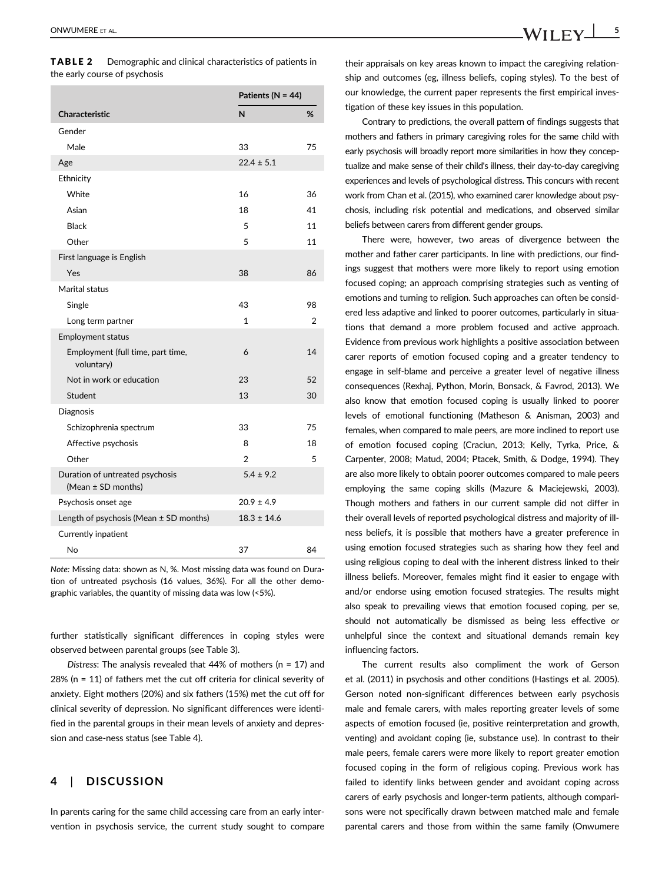**TABLE 2** Demographic and clinical characteristics of patients in the early course of psychosis

| | Patients (N = 44) | |
|---|---|---|
| **Characteristic** | **N** | **%** |
| Gender | | |
| Male | 33 | 75 |
| Age | 22.4 ± 5.1 | |
| Ethnicity | | |
| White | 16 | 36 |
| Asian | 18 | 41 |
| Black | 5 | 11 |
| Other | 5 | 11 |
| First language is English | | |
| Yes | 38 | 86 |
| Marital status | | |
| Single | 43 | 98 |
| Long term partner | 1 | 2 |
| Employment status | | |
| Employment (full time, part time, voluntary) | 6 | 14 |
| Not in work or education | 23 | 52 |
| Student | 13 | 30 |
| Diagnosis | | |
| Schizophrenia spectrum | 33 | 75 |
| Affective psychosis | 8 | 18 |
| Other | 2 | 5 |
| Duration of untreated psychosis (Mean ± SD months) | 5.4 ± 9.2 | |
| Psychosis onset age | 20.9 ± 4.9 | |
| Length of psychosis (Mean ± SD months) | 18.3 ± 14.6 | |
| Currently inpatient | | |
| No | 37 | 84 |

*Note:* Missing data: shown as N, %. Most missing data was found on Duration of untreated psychosis (16 values, 36%). For all the other demographic variables, the quantity of missing data was low (<5%).

further statistically significant differences in coping styles were observed between parental groups (see Table 3).

*Distress*: The analysis revealed that 44% of mothers (n = 17) and 28% (n = 11) of fathers met the cut off criteria for clinical severity of anxiety. Eight mothers (20%) and six fathers (15%) met the cut off for clinical severity of depression. No significant differences were identified in the parental groups in their mean levels of anxiety and depression and case-ness status (see Table 4).

## 4 | DISCUSSION

In parents caring for the same child accessing care from an early intervention in psychosis service, the current study sought to compare their appraisals on key areas known to impact the caregiving relationship and outcomes (eg, illness beliefs, coping styles). To the best of our knowledge, the current paper represents the first empirical investigation of these key issues in this population.

Contrary to predictions, the overall pattern of findings suggests that mothers and fathers in primary caregiving roles for the same child with early psychosis will broadly report more similarities in how they conceptualize and make sense of their child's illness, their day-to-day caregiving experiences and levels of psychological distress. This concurs with recent work from Chan et al. (2015), who examined carer knowledge about psychosis, including risk potential and medications, and observed similar beliefs between carers from different gender groups.

There were, however, two areas of divergence between the mother and father carer participants. In line with predictions, our findings suggest that mothers were more likely to report using emotion focused coping; an approach comprising strategies such as venting of emotions and turning to religion. Such approaches can often be considered less adaptive and linked to poorer outcomes, particularly in situations that demand a more problem focused and active approach. Evidence from previous work highlights a positive association between carer reports of emotion focused coping and a greater tendency to engage in self-blame and perceive a greater level of negative illness consequences (Rexhaj, Python, Morin, Bonsack, & Favrod, 2013). We also know that emotion focused coping is usually linked to poorer levels of emotional functioning (Matheson & Anisman, 2003) and females, when compared to male peers, are more inclined to report use of emotion focused coping (Craciun, 2013; Kelly, Tyrka, Price, & Carpenter, 2008; Matud, 2004; Ptacek, Smith, & Dodge, 1994). They are also more likely to obtain poorer outcomes compared to male peers employing the same coping skills (Mazure & Maciejewski, 2003). Though mothers and fathers in our current sample did not differ in their overall levels of reported psychological distress and majority of illness beliefs, it is possible that mothers have a greater preference in using emotion focused strategies such as sharing how they feel and using religious coping to deal with the inherent distress linked to their illness beliefs. Moreover, females might find it easier to engage with and/or endorse using emotion focused strategies. The results might also speak to prevailing views that emotion focused coping, per se, should not automatically be dismissed as being less effective or unhelpful since the context and situational demands remain key influencing factors.

The current results also compliment the work of Gerson et al. (2011) in psychosis and other conditions (Hastings et al. 2005). Gerson noted non-significant differences between early psychosis male and female carers, with males reporting greater levels of some aspects of emotion focused (ie, positive reinterpretation and growth, venting) and avoidant coping (ie, substance use). In contrast to their male peers, female carers were more likely to report greater emotion focused coping in the form of religious coping. Previous work has failed to identify links between gender and avoidant coping across carers of early psychosis and longer-term patients, although comparisons were not specifically drawn between matched male and female parental carers and those from within the same family (Onwumere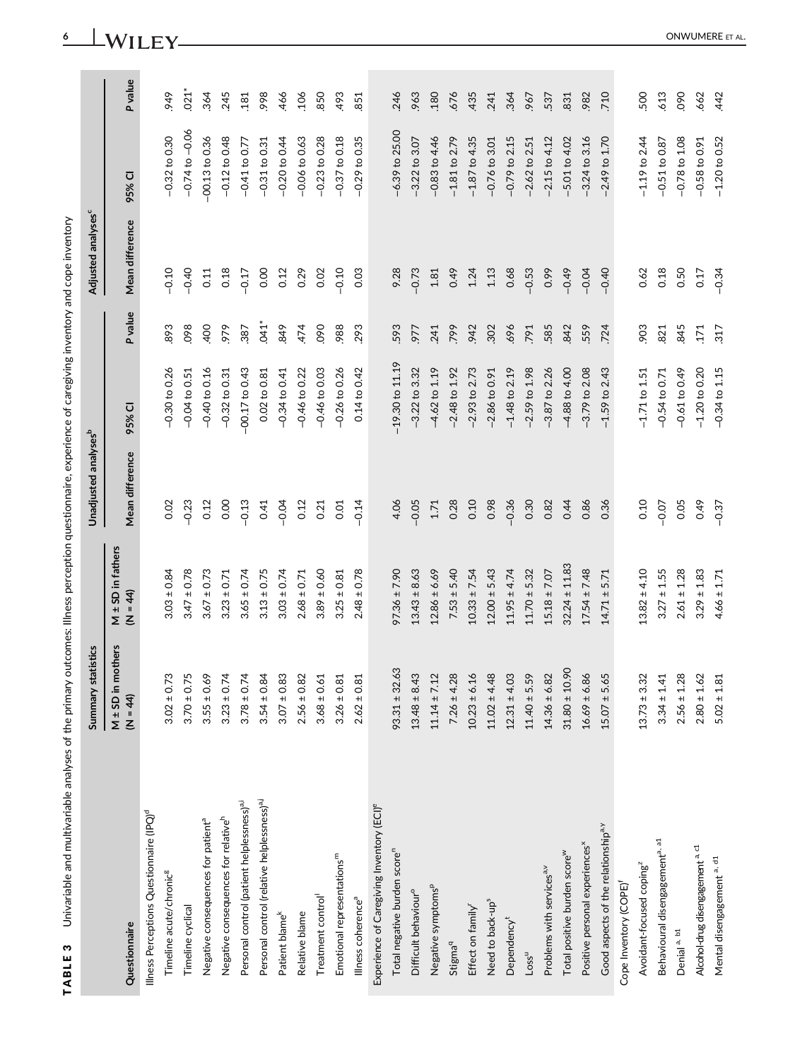**TABLE 3** Univariable and multivariable analyses of the primary outcomes: Illness perception questionnaire, experience of caregiving inventory and cope inventory

| Questionnaire | Summary statistics | | Unadjusted analyses[b] | | | Adjusted analyses[c] | | |
|---|---|---|---|---|---|---|---|---|
| | M ± SD in mothers (N = 44) | M ± SD in fathers (N = 44) | Mean difference | 95% CI | P value | Mean difference | 95% CI | P value |
| Illness Perceptions Questionnaire (IPQ)[d] | | | | | | | | |
| Timeline acute/chronic[g] | 3.02 ± 0.73 | 3.03 ± 0.84 | 0.02 | −0.30 to 0.26 | .893 | −0.10 | −0.32 to 0.30 | .949 |
| Timeline cyclical | 3.70 ± 0.75 | 3.47 ± 0.78 | −0.23 | −0.04 to 0.51 | .098 | −0.40 | −0.74 to −0.06 | .021* |
| Negative consequences for patient[a] | 3.55 ± 0.69 | 3.67 ± 0.73 | 0.12 | −0.40 to 0.16 | .400 | 0.11 | −00.13 to 0.36 | .364 |
| Negative consequences for relative[h] | 3.23 ± 0.74 | 3.23 ± 0.71 | 0.00 | −0.32 to 0.31 | .979 | 0.18 | −0.12 to 0.48 | .245 |
| Personal control (patient helplessness)[a,i] | 3.78 ± 0.74 | 3.65 ± 0.74 | −0.13 | −00.17 to 0.43 | .387 | −0.17 | −0.41 to 0.77 | .181 |
| Personal control (relative helplessness)[a,j] | 3.54 ± 0.84 | 3.13 ± 0.75 | 0.41 | 0.02 to 0.81 | .041* | 0.00 | −0.31 to 0.31 | .998 |
| Patient blame[k] | 3.07 ± 0.83 | 3.03 ± 0.74 | −0.04 | −0.34 to 0.41 | .849 | 0.12 | −0.20 to 0.44 | .466 |
| Relative blame | 2.56 ± 0.82 | 2.68 ± 0.71 | 0.12 | −0.46 to 0.22 | .474 | 0.29 | −0.06 to 0.63 | .106 |
| Treatment control[l] | 3.68 ± 0.61 | 3.89 ± 0.60 | 0.21 | −0.46 to 0.03 | .090 | 0.02 | −0.23 to 0.28 | .850 |
| Emotional representations[m] | 3.26 ± 0.81 | 3.25 ± 0.81 | 0.01 | −0.26 to 0.26 | .988 | −0.10 | −0.37 to 0.18 | .493 |
| Illness coherence[a] | 2.62 ± 0.81 | 2.48 ± 0.78 | −0.14 | 0.14 to 0.42 | .293 | 0.03 | −0.29 to 0.35 | .851 |
| Experience of Caregiving Inventory (ECI)[e] | | | | | | | | |
| Total negative burden score[n] | 93.31 ± 32.63 | 97.36 ± 7.90 | 4.06 | −19.30 to 11.19 | .593 | 9.28 | −6.39 to 25.00 | .246 |
| Difficult behaviour[o] | 13.48 ± 8.43 | 13.43 ± 8.63 | −0.05 | −3.22 to 3.32 | .977 | −0.73 | −3.22 to 3.07 | .963 |
| Negative symptoms[p] | 11.14 ± 7.12 | 12.86 ± 6.69 | 1.71 | −4.62 to 1.19 | .241 | 1.81 | −0.83 to 4.46 | .180 |
| Stigma[q] | 7.26 ± 4.28 | 7.53 ± 5.40 | 0.28 | −2.48 to 1.92 | .799 | 0.49 | −1.81 to 2.79 | .676 |
| Effect on family[r] | 10.23 ± 6.16 | 10.33 ± 7.54 | 0.10 | −2.93 to 2.73 | .942 | 1.24 | −1.87 to 4.35 | .435 |
| Need to back-up[s] | 11.02 ± 4.48 | 12.00 ± 5.43 | 0.98 | −2.86 to 0.91 | .302 | 1.13 | −0.76 to 3.01 | .241 |
| Dependency[t] | 12.31 ± 4.03 | 11.95 ± 4.74 | −0.36 | −1.48 to 2.19 | .696 | 0.68 | −0.79 to 2.15 | .364 |
| Loss[u] | 11.40 ± 5.59 | 11.70 ± 5.32 | 0.30 | −2.59 to 1.98 | .791 | −0.53 | −2.62 to 2.51 | .967 |
| Problems with services[a,v] | 14.36 ± 6.82 | 15.18 ± 7.07 | 0.82 | −3.87 to 2.26 | .585 | 0.99 | −2.15 to 4.12 | .537 |
| Total positive burden score[w] | 31.80 ± 10.90 | 32.24 ± 11.83 | 0.44 | −4.88 to 4.00 | .842 | −0.49 | −5.01 to 4.02 | .831 |
| Positive personal experiences[x] | 16.69 ± 6.86 | 17.54 ± 7.48 | 0.86 | −3.79 to 2.08 | .559 | −0.04 | −3.24 to 3.16 | .982 |
| Good aspects of the relationship[a,y] | 15.07 ± 5.65 | 14.71 ± 5.71 | 0.36 | −1.59 to 2.43 | .724 | −0.40 | −2.49 to 1.70 | .710 |
| Cope Inventory (COPE)[f] | | | | | | | | |
| Avoidant-focused coping[z] | 13.73 ± 3.32 | 13.82 ± 4.10 | 0.10 | −1.71 to 1.51 | .903 | 0.62 | −1.19 to 2.44 | .500 |
| Behavioural disengagement[a, a1] | 3.34 ± 1.41 | 3.27 ± 1.55 | −0.07 | −0.54 to 0.71 | .821 | 0.18 | −0.51 to 0.87 | .613 |
| Denial[a, b1] | 2.56 ± 1.28 | 2.61 ± 1.28 | 0.05 | −0.61 to 0.49 | .845 | 0.50 | −0.78 to 1.08 | .090 |
| Alcohol-drug disengagement[a c1] | 2.80 ± 1.62 | 3.29 ± 1.83 | 0.49 | −1.20 to 0.20 | .171 | 0.17 | −0.58 to 0.91 | .662 |
| Mental disengagement[a, d1] | 5.02 ± 1.81 | 4.66 ± 1.71 | −0.37 | −0.34 to 1.15 | .317 | −0.34 | −1.20 to 0.52 | .442 |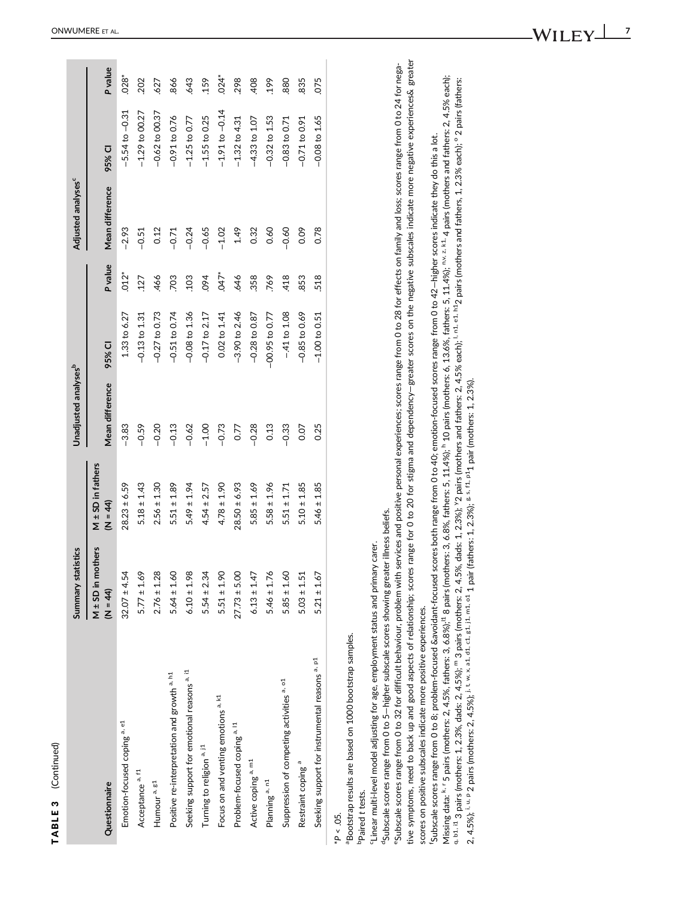**TABLE 3** (Continued)

| Questionnaire | Summary statistics | | Unadjusted analyses[b] | | | Adjusted analyses[c] | | |
|---|---|---|---|---|---|---|---|---|
| | M ± SD in mothers (N = 44) | M ± SD in fathers (N = 44) | Mean difference | 95% CI | P value | Mean difference | 95% CI | P value |
| Emotion-focused coping [a, e1] | 32.07 ± 4.54 | 28.23 ± 6.59 | −3.83 | 1.33 to 6.27 | .012* | −2.93 | −5.54 to −0.31 | .028* |
| Acceptance [a, f1] | 5.77 ± 1.69 | 5.18 ± 1.43 | −0.59 | −0.13 to 1.31 | .127 | −0.51 | −1.29 to 00.27 | .202 |
| Humour [a, g1] | 2.76 ± 1.28 | 2.56 ± 1.30 | −0.20 | −0.27 to 0.73 | .466 | 0.12 | −0.62 to 00.37 | .627 |
| Positive re-interpretation and growth [a, h1] | 5.64 ± 1.60 | 5.51 ± 1.89 | −0.13 | −0.51 to 0.74 | .703 | −0.71 | −0.91 to 0.76 | .866 |
| Seeking support for emotional reasons [a, i1] | 6.10 ± 1.98 | 5.49 ± 1.94 | −0.62 | −0.08 to 1.36 | .103 | −0.24 | −1.25 to 0.77 | .643 |
| Turning to religion [a, j1] | 5.54 ± 2.34 | 4.54 ± 2.57 | −1.00 | −0.17 to 2.17 | .094 | −0.65 | −1.55 to 0.25 | .159 |
| Focus on and venting emotions [a, k1] | 5.51 ± 1.90 | 4.78 ± 1.90 | −0.73 | 0.02 to 1.41 | .047* | −1.02 | −1.91 to −0.14 | .024* |
| Problem-focused coping [a, l1] | 27.73 ± 5.00 | 28.50 ± 6.93 | 0.77 | −3.90 to 2.46 | .646 | 1.49 | −1.32 to 4.31 | .298 |
| Active coping [a, m1] | 6.13 ± 1.47 | 5.85 ± 1.69 | −0.28 | −0.28 to 0.87 | .358 | 0.32 | −4.33 to 1.07 | .408 |
| Planning [a, n1] | 5.46 ± 1.76 | 5.58 ± 1.96 | 0.13 | −00.95 to 0.77 | .769 | 0.60 | −0.32 to 1.53 | .199 |
| Suppression of competing activities [a, o1] | 5.85 ± 1.60 | 5.51 ± 1.71 | −0.33 | −.41 to 1.08 | .418 | −0.60 | −0.83 to 0.71 | .880 |
| Restraint coping [a] | 5.03 ± 1.51 | 5.10 ± 1.85 | 0.07 | −0.85 to 0.69 | .853 | 0.09 | −0.71 to 0.91 | .835 |
| Seeking support for instrumental reasons [a, p1] | 5.21 ± 1.67 | 5.46 ± 1.85 | 0.25 | −1.00 to 0.51 | .518 | 0.78 | −0.08 to 1.65 | .075 |

*P < .05.

[a]Bootstrap results are based on 1000 bootstrap samples.

[b]Paired t tests.

[c]Linear multi-level model adjusting for age, employment status and primary carer.

[d]Subscale scores range from 0 to 5—higher subscale scores showing greater illness beliefs.

[e]Subscale scores range from 0 to 32 for difficult behaviour, problem with services and positive personal experiences; scores range from 0 to 28 for effects on family and loss; scores range from 0 to 24 for negative symptoms, need to back up and good aspects of relationship; scores range for 0 to 20 for stigma and dependency—greater scores on the negative subscales indicate more negative experiences& greater scores on positive subscales indicate more positive experiences.

[f]Subscale scores range from 0 to 8; problem-focused &avoidant-focused scores both range from 0 to 40; emotion-focused scores range from 0 to 42—higher scores indicate they do this a lot.

Missing data: [k, r] 5 pairs (mothers: 2, 4.5%, fathers: 3, 6.8%);[l1] 8 pairs (mothers: 3, 6.8%, fathers: 5, 11.4%); [h] 10 pairs (mothers: 6, 13.6%, fathers: 5, 11.4%); [n,v, z, k1] 4 pairs (mothers and fathers: 2, 4.5% each); [q, b1, i1] 3 pairs (mothers: 1, 2.3%, dads: 2, 4.5%); [m] 3 pairs (mothers: 2, 4.5%, dads: 1, 2.3%); [y] 2 pairs (mothers and fathers: 2, 4.5% each); [l, n1, e1, h1] 2 pairs (mothers and fathers, 1, 2.3% each); [o] 2 pairs (fathers: 2, 4.5%); [j, t, w, x, a1, d1, c1, g1, j1, m1, o1] 1 pair (fathers: 1, 2.3%); [g, s, f1, p1] 1 pair (mothers: 1, 2.3%); [i, u, p] 2 pairs (mothers: 2, 4.5%).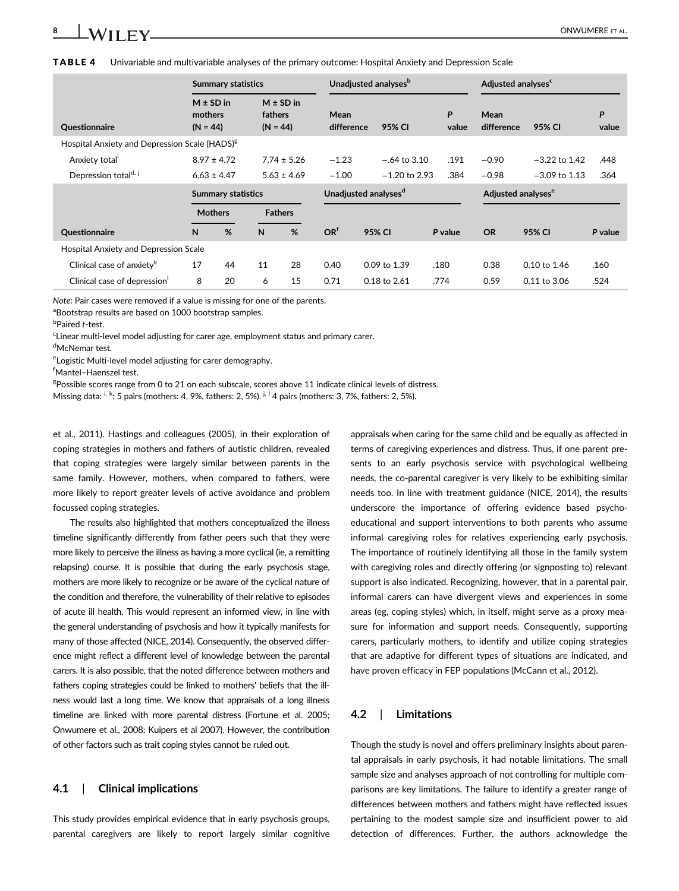**TABLE 4** Univariable and multivariable analyses of the primary outcome: Hospital Anxiety and Depression Scale

| Questionnaire | Summary statistics | | Unadjusted analyses[b] | | | Adjusted analyses[c] | | |
|---|---|---|---|---|---|---|---|---|
| | M ± SD in mothers (N = 44) | M ± SD in fathers (N = 44) | Mean difference | 95% CI | P value | Mean difference | 95% CI | P value |
| Hospital Anxiety and Depression Scale (HADS)[g] | | | | | | | | |
| Anxiety total[i] | 8.97 ± 4.72 | 7.74 ± 5.26 | −1.23 | −.64 to 3.10 | .191 | −0.90 | −3.22 to 1.42 | .448 |
| Depression total[d, j] | 6.63 ± 4.47 | 5.63 ± 4.69 | −1.00 | −1.20 to 2.93 | .384 | −0.98 | −3.09 to 1.13 | .364 |

| Questionnaire | Summary statistics | | | | Unadjusted analyses[d] | | | Adjusted analyses[e] | | |
|---|---|---|---|---|---|---|---|---|---|---|
| | Mothers | | Fathers | | | | | | | |
| | N | % | N | % | OR[f] | 95% CI | P value | OR | 95% CI | P value |
| Hospital Anxiety and Depression Scale | | | | | | | | | | |
| Clinical case of anxiety[k] | 17 | 44 | 11 | 28 | 0.40 | 0.09 to 1.39 | .180 | 0.38 | 0.10 to 1.46 | .160 |
| Clinical case of depression[l] | 8 | 20 | 6 | 15 | 0.71 | 0.18 to 2.61 | .774 | 0.59 | 0.11 to 3.06 | .524 |

*Note*: Pair cases were removed if a value is missing for one of the parents.
[a]Bootstrap results are based on 1000 bootstrap samples.
[b]Paired *t*-test.
[c]Linear multi-level model adjusting for carer age, employment status and primary carer.
[d]McNemar test.
[e]Logistic Multi-level model adjusting for carer demography.
[f]Mantel–Haenszel test.
[g]Possible scores range from 0 to 21 on each subscale, scores above 11 indicate clinical levels of distress.
Missing data: [i, k]: 5 pairs (mothers: 4, 9%, fathers: 2, 5%). [j, l] 4 pairs (mothers: 3, 7%, fathers: 2, 5%).

et al., 2011). Hastings and colleagues (2005), in their exploration of coping strategies in mothers and fathers of autistic children, revealed that coping strategies were largely similar between parents in the same family. However, mothers, when compared to fathers, were more likely to report greater levels of active avoidance and problem focussed coping strategies.

The results also highlighted that mothers conceptualized the illness timeline significantly differently from father peers such that they were more likely to perceive the illness as having a more cyclical (ie, a remitting relapsing) course. It is possible that during the early psychosis stage, mothers are more likely to recognize or be aware of the cyclical nature of the condition and therefore, the vulnerability of their relative to episodes of acute ill health. This would represent an informed view, in line with the general understanding of psychosis and how it typically manifests for many of those affected (NICE, 2014). Consequently, the observed difference might reflect a different level of knowledge between the parental carers. It is also possible, that the noted difference between mothers and fathers coping strategies could be linked to mothers' beliefs that the illness would last a long time. We know that appraisals of a long illness timeline are linked with more parental distress (Fortune et al. 2005; Onwumere et al., 2008; Kuipers et al 2007). However, the contribution of other factors such as trait coping styles cannot be ruled out.

## 4.1 | Clinical implications

This study provides empirical evidence that in early psychosis groups, parental caregivers are likely to report largely similar cognitive appraisals when caring for the same child and be equally as affected in terms of caregiving experiences and distress. Thus, if one parent presents to an early psychosis service with psychological wellbeing needs, the co-parental caregiver is very likely to be exhibiting similar needs too. In line with treatment guidance (NICE, 2014), the results underscore the importance of offering evidence based psychoeducational and support interventions to both parents who assume informal caregiving roles for relatives experiencing early psychosis. The importance of routinely identifying all those in the family system with caregiving roles and directly offering (or signposting to) relevant support is also indicated. Recognizing, however, that in a parental pair, informal carers can have divergent views and experiences in some areas (eg, coping styles) which, in itself, might serve as a proxy measure for information and support needs. Consequently, supporting carers, particularly mothers, to identify and utilize coping strategies that are adaptive for different types of situations are indicated, and have proven efficacy in FEP populations (McCann et al., 2012).

## 4.2 | Limitations

Though the study is novel and offers preliminary insights about parental appraisals in early psychosis, it had notable limitations. The small sample size and analyses approach of not controlling for multiple comparisons are key limitations. The failure to identify a greater range of differences between mothers and fathers might have reflected issues pertaining to the modest sample size and insufficient power to aid detection of differences. Further, the authors acknowledge the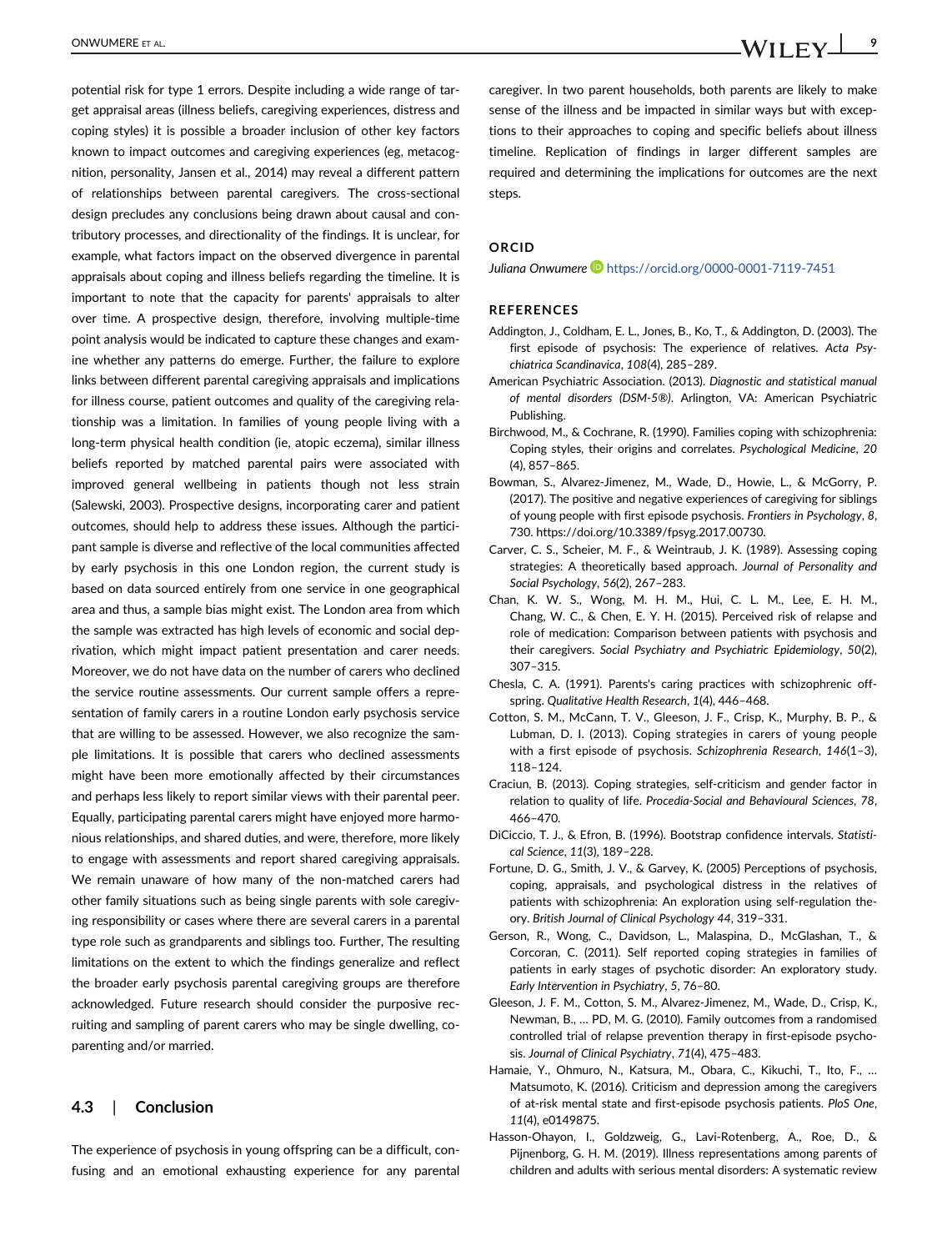potential risk for type 1 errors. Despite including a wide range of target appraisal areas (illness beliefs, caregiving experiences, distress and coping styles) it is possible a broader inclusion of other key factors known to impact outcomes and caregiving experiences (eg, metacognition, personality, Jansen et al., 2014) may reveal a different pattern of relationships between parental caregivers. The cross-sectional design precludes any conclusions being drawn about causal and contributory processes, and directionality of the findings. It is unclear, for example, what factors impact on the observed divergence in parental appraisals about coping and illness beliefs regarding the timeline. It is important to note that the capacity for parents' appraisals to alter over time. A prospective design, therefore, involving multiple-time point analysis would be indicated to capture these changes and examine whether any patterns do emerge. Further, the failure to explore links between different parental caregiving appraisals and implications for illness course, patient outcomes and quality of the caregiving relationship was a limitation. In families of young people living with a long-term physical health condition (ie, atopic eczema), similar illness beliefs reported by matched parental pairs were associated with improved general wellbeing in patients though not less strain (Salewski, 2003). Prospective designs, incorporating carer and patient outcomes, should help to address these issues. Although the participant sample is diverse and reflective of the local communities affected by early psychosis in this one London region, the current study is based on data sourced entirely from one service in one geographical area and thus, a sample bias might exist. The London area from which the sample was extracted has high levels of economic and social deprivation, which might impact patient presentation and carer needs. Moreover, we do not have data on the number of carers who declined the service routine assessments. Our current sample offers a representation of family carers in a routine London early psychosis service that are willing to be assessed. However, we also recognize the sample limitations. It is possible that carers who declined assessments might have been more emotionally affected by their circumstances and perhaps less likely to report similar views with their parental peer. Equally, participating parental carers might have enjoyed more harmonious relationships, and shared duties, and were, therefore, more likely to engage with assessments and report shared caregiving appraisals. We remain unaware of how many of the non-matched carers had other family situations such as being single parents with sole caregiving responsibility or cases where there are several carers in a parental type role such as grandparents and siblings too. Further, The resulting limitations on the extent to which the findings generalize and reflect the broader early psychosis parental caregiving groups are therefore acknowledged. Future research should consider the purposive recruiting and sampling of parent carers who may be single dwelling, co-parenting and/or married.

### 4.3 | Conclusion

The experience of psychosis in young offspring can be a difficult, confusing and an emotional exhausting experience for any parental caregiver. In two parent households, both parents are likely to make sense of the illness and be impacted in similar ways but with exceptions to their approaches to coping and specific beliefs about illness timeline. Replication of findings in larger different samples are required and determining the implications for outcomes are the next steps.

## ORCID

*Juliana Onwumere* https://orcid.org/0000-0001-7119-7451

## REFERENCES

Addington, J., Coldham, E. L., Jones, B., Ko, T., & Addington, D. (2003). The first episode of psychosis: The experience of relatives. *Acta Psychiatrica Scandinavica*, *108*(4), 285–289.

American Psychiatric Association. (2013). *Diagnostic and statistical manual of mental disorders (DSM-5®)*. Arlington, VA: American Psychiatric Publishing.

Birchwood, M., & Cochrane, R. (1990). Families coping with schizophrenia: Coping styles, their origins and correlates. *Psychological Medicine*, *20* (4), 857–865.

Bowman, S., Alvarez-Jimenez, M., Wade, D., Howie, L., & McGorry, P. (2017). The positive and negative experiences of caregiving for siblings of young people with first episode psychosis. *Frontiers in Psychology*, *8*, 730. https://doi.org/10.3389/fpsyg.2017.00730.

Carver, C. S., Scheier, M. F., & Weintraub, J. K. (1989). Assessing coping strategies: A theoretically based approach. *Journal of Personality and Social Psychology*, *56*(2), 267–283.

Chan, K. W. S., Wong, M. H. M., Hui, C. L. M., Lee, E. H. M., Chang, W. C., & Chen, E. Y. H. (2015). Perceived risk of relapse and role of medication: Comparison between patients with psychosis and their caregivers. *Social Psychiatry and Psychiatric Epidemiology*, *50*(2), 307–315.

Chesla, C. A. (1991). Parents's caring practices with schizophrenic offspring. *Qualitative Health Research*, *1*(4), 446–468.

Cotton, S. M., McCann, T. V., Gleeson, J. F., Crisp, K., Murphy, B. P., & Lubman, D. I. (2013). Coping strategies in carers of young people with a first episode of psychosis. *Schizophrenia Research*, *146*(1–3), 118–124.

Craciun, B. (2013). Coping strategies, self-criticism and gender factor in relation to quality of life. *Procedia-Social and Behavioural Sciences*, *78*, 466–470.

DiCiccio, T. J., & Efron, B. (1996). Bootstrap confidence intervals. *Statistical Science*, *11*(3), 189–228.

Fortune, D. G., Smith, J. V., & Garvey, K. (2005) Perceptions of psychosis, coping, appraisals, and psychological distress in the relatives of patients with schizophrenia: An exploration using self-regulation theory. *British Journal of Clinical Psychology 44*, 319–331.

Gerson, R., Wong, C., Davidson, L., Malaspina, D., McGlashan, T., & Corcoran, C. (2011). Self reported coping strategies in families of patients in early stages of psychotic disorder: An exploratory study. *Early Intervention in Psychiatry*, *5*, 76–80.

Gleeson, J. F. M., Cotton, S. M., Alvarez-Jimenez, M., Wade, D., Crisp, K., Newman, B., … PD, M. G. (2010). Family outcomes from a randomised controlled trial of relapse prevention therapy in first-episode psychosis. *Journal of Clinical Psychiatry*, *71*(4), 475–483.

Hamaie, Y., Ohmuro, N., Katsura, M., Obara, C., Kikuchi, T., Ito, F., … Matsumoto, K. (2016). Criticism and depression among the caregivers of at-risk mental state and first-episode psychosis patients. *PloS One*, *11*(4), e0149875.

Hasson-Ohayon, I., Goldzweig, G., Lavi-Rotenberg, A., Roe, D., & Pijnenborg, G. H. M. (2019). Illness representations among parents of children and adults with serious mental disorders: A systematic review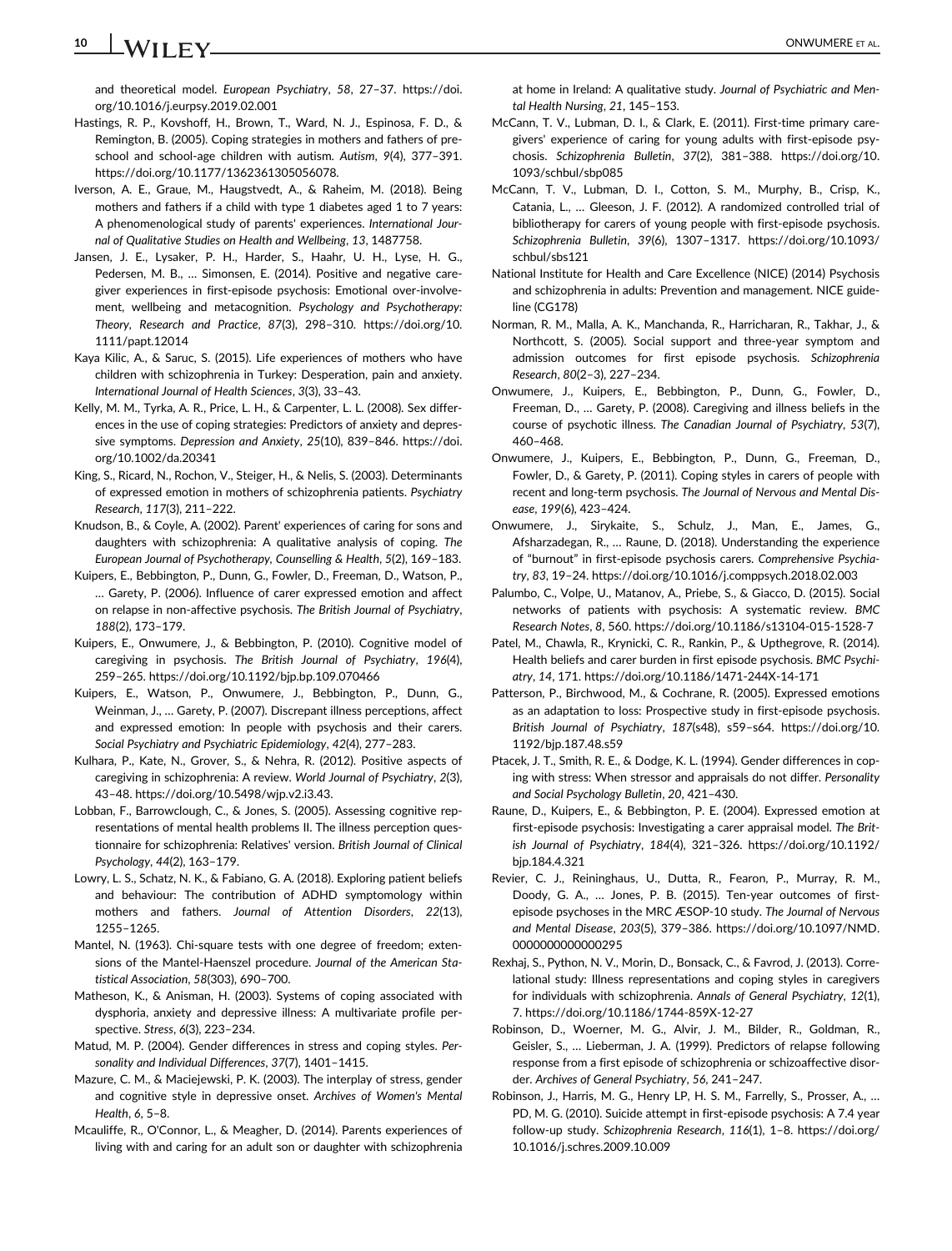and theoretical model. *European Psychiatry*, *58*, 27–37. https://doi.org/10.1016/j.eurpsy.2019.02.001

Hastings, R. P., Kovshoff, H., Brown, T., Ward, N. J., Espinosa, F. D., & Remington, B. (2005). Coping strategies in mothers and fathers of preschool and school-age children with autism. *Autism*, *9*(4), 377–391. https://doi.org/10.1177/1362361305056078.

Iverson, A. E., Graue, M., Haugstvedt, A., & Raheim, M. (2018). Being mothers and fathers if a child with type 1 diabetes aged 1 to 7 years: A phenomenological study of parents' experiences. *International Journal of Qualitative Studies on Health and Wellbeing*, *13*, 1487758.

Jansen, J. E., Lysaker, P. H., Harder, S., Haahr, U. H., Lyse, H. G., Pedersen, M. B., … Simonsen, E. (2014). Positive and negative caregiver experiences in first-episode psychosis: Emotional over-involvement, wellbeing and metacognition. *Psychology and Psychotherapy: Theory, Research and Practice*, *87*(3), 298–310. https://doi.org/10.1111/papt.12014

Kaya Kilic, A., & Saruc, S. (2015). Life experiences of mothers who have children with schizophrenia in Turkey: Desperation, pain and anxiety. *International Journal of Health Sciences*, *3*(3), 33–43.

Kelly, M. M., Tyrka, A. R., Price, L. H., & Carpenter, L. L. (2008). Sex differences in the use of coping strategies: Predictors of anxiety and depressive symptoms. *Depression and Anxiety*, *25*(10), 839–846. https://doi.org/10.1002/da.20341

King, S., Ricard, N., Rochon, V., Steiger, H., & Nelis, S. (2003). Determinants of expressed emotion in mothers of schizophrenia patients. *Psychiatry Research*, *117*(3), 211–222.

Knudson, B., & Coyle, A. (2002). Parent' experiences of caring for sons and daughters with schizophrenia: A qualitative analysis of coping. *The European Journal of Psychotherapy, Counselling & Health*, *5*(2), 169–183.

Kuipers, E., Bebbington, P., Dunn, G., Fowler, D., Freeman, D., Watson, P., … Garety, P. (2006). Influence of carer expressed emotion and affect on relapse in non-affective psychosis. *The British Journal of Psychiatry*, *188*(2), 173–179.

Kuipers, E., Onwumere, J., & Bebbington, P. (2010). Cognitive model of caregiving in psychosis. *The British Journal of Psychiatry*, *196*(4), 259–265. https://doi.org/10.1192/bjp.bp.109.070466

Kuipers, E., Watson, P., Onwumere, J., Bebbington, P., Dunn, G., Weinman, J., … Garety, P. (2007). Discrepant illness perceptions, affect and expressed emotion: In people with psychosis and their carers. *Social Psychiatry and Psychiatric Epidemiology*, *42*(4), 277–283.

Kulhara, P., Kate, N., Grover, S., & Nehra, R. (2012). Positive aspects of caregiving in schizophrenia: A review. *World Journal of Psychiatry*, *2*(3), 43–48. https://doi.org/10.5498/wjp.v2.i3.43.

Lobban, F., Barrowclough, C., & Jones, S. (2005). Assessing cognitive representations of mental health problems II. The illness perception questionnaire for schizophrenia: Relatives' version. *British Journal of Clinical Psychology*, *44*(2), 163–179.

Lowry, L. S., Schatz, N. K., & Fabiano, G. A. (2018). Exploring patient beliefs and behaviour: The contribution of ADHD symptomology within mothers and fathers. *Journal of Attention Disorders*, *22*(13), 1255–1265.

Mantel, N. (1963). Chi-square tests with one degree of freedom; extensions of the Mantel-Haenszel procedure. *Journal of the American Statistical Association*, *58*(303), 690–700.

Matheson, K., & Anisman, H. (2003). Systems of coping associated with dysphoria, anxiety and depressive illness: A multivariate profile perspective. *Stress*, *6*(3), 223–234.

Matud, M. P. (2004). Gender differences in stress and coping styles. *Personality and Individual Differences*, *37*(7), 1401–1415.

Mazure, C. M., & Maciejewski, P. K. (2003). The interplay of stress, gender and cognitive style in depressive onset. *Archives of Women's Mental Health*, *6*, 5–8.

Mcauliffe, R., O'Connor, L., & Meagher, D. (2014). Parents experiences of living with and caring for an adult son or daughter with schizophrenia at home in Ireland: A qualitative study. *Journal of Psychiatric and Mental Health Nursing*, *21*, 145–153.

McCann, T. V., Lubman, D. I., & Clark, E. (2011). First-time primary caregivers' experience of caring for young adults with first-episode psychosis. *Schizophrenia Bulletin*, *37*(2), 381–388. https://doi.org/10.1093/schbul/sbp085

McCann, T. V., Lubman, D. I., Cotton, S. M., Murphy, B., Crisp, K., Catania, L., … Gleeson, J. F. (2012). A randomized controlled trial of bibliotherapy for carers of young people with first-episode psychosis. *Schizophrenia Bulletin*, *39*(6), 1307–1317. https://doi.org/10.1093/schbul/sbs121

National Institute for Health and Care Excellence (NICE) (2014) Psychosis and schizophrenia in adults: Prevention and management. NICE guideline (CG178)

Norman, R. M., Malla, A. K., Manchanda, R., Harricharan, R., Takhar, J., & Northcott, S. (2005). Social support and three-year symptom and admission outcomes for first episode psychosis. *Schizophrenia Research*, *80*(2–3), 227–234.

Onwumere, J., Kuipers, E., Bebbington, P., Dunn, G., Fowler, D., Freeman, D., … Garety, P. (2008). Caregiving and illness beliefs in the course of psychotic illness. *The Canadian Journal of Psychiatry*, *53*(7), 460–468.

Onwumere, J., Kuipers, E., Bebbington, P., Dunn, G., Freeman, D., Fowler, D., & Garety, P. (2011). Coping styles in carers of people with recent and long-term psychosis. *The Journal of Nervous and Mental Disease*, *199*(6), 423–424.

Onwumere, J., Sirykaite, S., Schulz, J., Man, E., James, G., Afsharzadegan, R., … Raune, D. (2018). Understanding the experience of "burnout" in first-episode psychosis carers. *Comprehensive Psychiatry*, *83*, 19–24. https://doi.org/10.1016/j.comppsych.2018.02.003

Palumbo, C., Volpe, U., Matanov, A., Priebe, S., & Giacco, D. (2015). Social networks of patients with psychosis: A systematic review. *BMC Research Notes*, *8*, 560. https://doi.org/10.1186/s13104-015-1528-7

Patel, M., Chawla, R., Krynicki, C. R., Rankin, P., & Upthegrove, R. (2014). Health beliefs and carer burden in first episode psychosis. *BMC Psychiatry*, *14*, 171. https://doi.org/10.1186/1471-244X-14-171

Patterson, P., Birchwood, M., & Cochrane, R. (2005). Expressed emotions as an adaptation to loss: Prospective study in first-episode psychosis. *British Journal of Psychiatry*, *187*(s48), s59–s64. https://doi.org/10.1192/bjp.187.48.s59

Ptacek, J. T., Smith, R. E., & Dodge, K. L. (1994). Gender differences in coping with stress: When stressor and appraisals do not differ. *Personality and Social Psychology Bulletin*, *20*, 421–430.

Raune, D., Kuipers, E., & Bebbington, P. E. (2004). Expressed emotion at first-episode psychosis: Investigating a carer appraisal model. *The British Journal of Psychiatry*, *184*(4), 321–326. https://doi.org/10.1192/bjp.184.4.321

Revier, C. J., Reininghaus, U., Dutta, R., Fearon, P., Murray, R. M., Doody, G. A., … Jones, P. B. (2015). Ten-year outcomes of first-episode psychoses in the MRC ÆSOP-10 study. *The Journal of Nervous and Mental Disease*, *203*(5), 379–386. https://doi.org/10.1097/NMD.0000000000000295

Rexhaj, S., Python, N. V., Morin, D., Bonsack, C., & Favrod, J. (2013). Correlational study: Illness representations and coping styles in caregivers for individuals with schizophrenia. *Annals of General Psychiatry*, *12*(1), 7. https://doi.org/10.1186/1744-859X-12-27

Robinson, D., Woerner, M. G., Alvir, J. M., Bilder, R., Goldman, R., Geisler, S., … Lieberman, J. A. (1999). Predictors of relapse following response from a first episode of schizophrenia or schizoaffective disorder. *Archives of General Psychiatry*, *56*, 241–247.

Robinson, J., Harris, M. G., Henry LP, H. S. M., Farrelly, S., Prosser, A., … PD, M. G. (2010). Suicide attempt in first-episode psychosis: A 7.4 year follow-up study. *Schizophrenia Research*, *116*(1), 1–8. https://doi.org/10.1016/j.schres.2009.10.009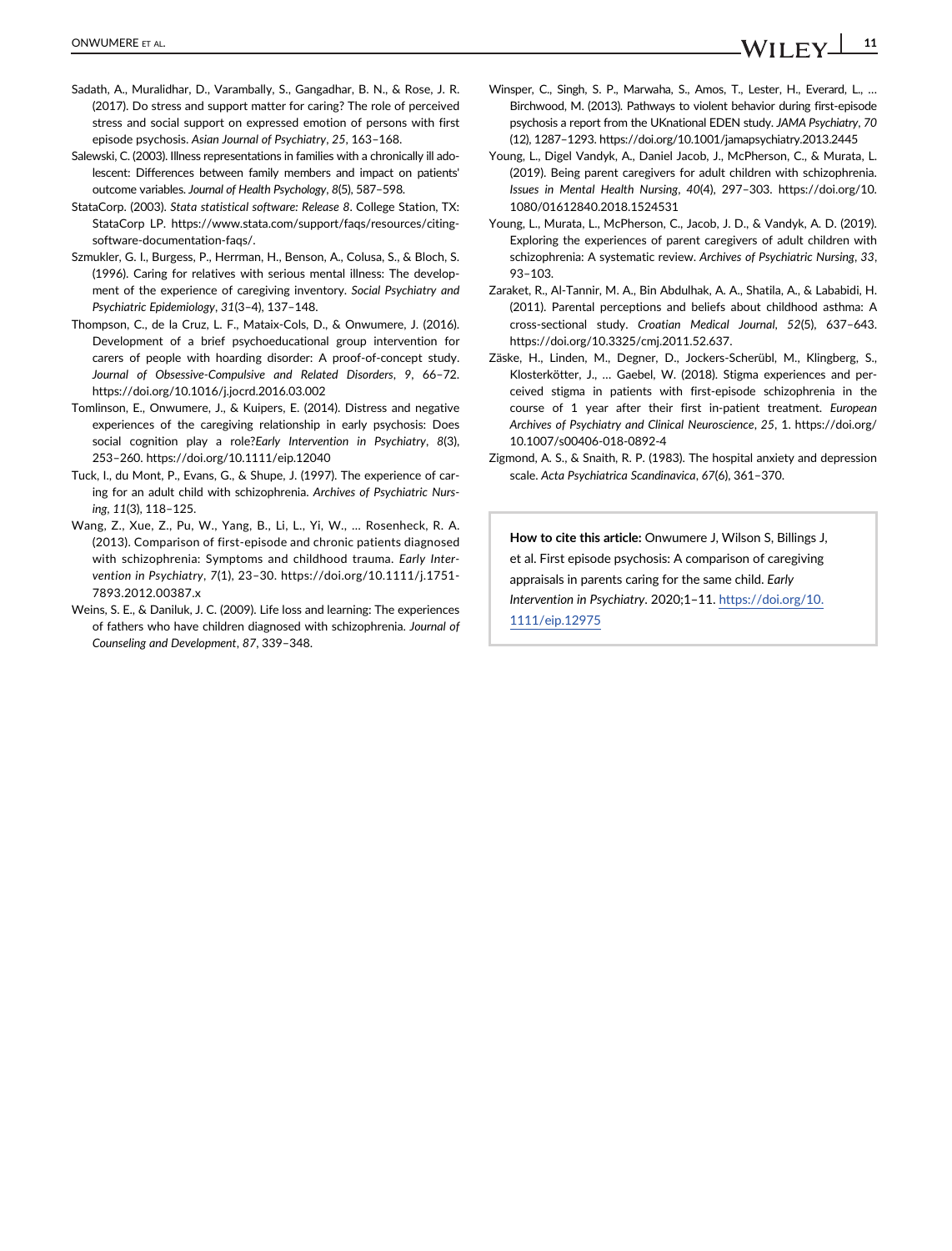Sadath, A., Muralidhar, D., Varambally, S., Gangadhar, B. N., & Rose, J. R. (2017). Do stress and support matter for caring? The role of perceived stress and social support on expressed emotion of persons with first episode psychosis. *Asian Journal of Psychiatry*, *25*, 163–168.

Salewski, C. (2003). Illness representations in families with a chronically ill adolescent: Differences between family members and impact on patients' outcome variables. *Journal of Health Psychology*, *8*(5), 587–598.

StataCorp. (2003). *Stata statistical software: Release 8*. College Station, TX: StataCorp LP. https://www.stata.com/support/faqs/resources/citing-software-documentation-faqs/.

Szmukler, G. I., Burgess, P., Herrman, H., Benson, A., Colusa, S., & Bloch, S. (1996). Caring for relatives with serious mental illness: The development of the experience of caregiving inventory. *Social Psychiatry and Psychiatric Epidemiology*, *31*(3–4), 137–148.

Thompson, C., de la Cruz, L. F., Mataix-Cols, D., & Onwumere, J. (2016). Development of a brief psychoeducational group intervention for carers of people with hoarding disorder: A proof-of-concept study. *Journal of Obsessive-Compulsive and Related Disorders*, *9*, 66–72. https://doi.org/10.1016/j.jocrd.2016.03.002

Tomlinson, E., Onwumere, J., & Kuipers, E. (2014). Distress and negative experiences of the caregiving relationship in early psychosis: Does social cognition play a role?*Early Intervention in Psychiatry*, *8*(3), 253–260. https://doi.org/10.1111/eip.12040

Tuck, I., du Mont, P., Evans, G., & Shupe, J. (1997). The experience of caring for an adult child with schizophrenia. *Archives of Psychiatric Nursing*, *11*(3), 118–125.

Wang, Z., Xue, Z., Pu, W., Yang, B., Li, L., Yi, W., … Rosenheck, R. A. (2013). Comparison of first-episode and chronic patients diagnosed with schizophrenia: Symptoms and childhood trauma. *Early Intervention in Psychiatry*, *7*(1), 23–30. https://doi.org/10.1111/j.1751-7893.2012.00387.x

Weins, S. E., & Daniluk, J. C. (2009). Life loss and learning: The experiences of fathers who have children diagnosed with schizophrenia. *Journal of Counseling and Development*, *87*, 339–348.

Winsper, C., Singh, S. P., Marwaha, S., Amos, T., Lester, H., Everard, L., … Birchwood, M. (2013). Pathways to violent behavior during first-episode psychosis a report from the UKnational EDEN study. *JAMA Psychiatry*, *70* (12), 1287–1293. https://doi.org/10.1001/jamapsychiatry.2013.2445

Young, L., Digel Vandyk, A., Daniel Jacob, J., McPherson, C., & Murata, L. (2019). Being parent caregivers for adult children with schizophrenia. *Issues in Mental Health Nursing*, *40*(4), 297–303. https://doi.org/10.1080/01612840.2018.1524531

Young, L., Murata, L., McPherson, C., Jacob, J. D., & Vandyk, A. D. (2019). Exploring the experiences of parent caregivers of adult children with schizophrenia: A systematic review. *Archives of Psychiatric Nursing*, *33*, 93–103.

Zaraket, R., Al-Tannir, M. A., Bin Abdulhak, A. A., Shatila, A., & Lababidi, H. (2011). Parental perceptions and beliefs about childhood asthma: A cross-sectional study. *Croatian Medical Journal*, *52*(5), 637–643. https://doi.org/10.3325/cmj.2011.52.637.

Zäske, H., Linden, M., Degner, D., Jockers-Scherübl, M., Klingberg, S., Klosterkötter, J., … Gaebel, W. (2018). Stigma experiences and perceived stigma in patients with first-episode schizophrenia in the course of 1 year after their first in-patient treatment. *European Archives of Psychiatry and Clinical Neuroscience*, *25*, 1. https://doi.org/10.1007/s00406-018-0892-4

Zigmond, A. S., & Snaith, R. P. (1983). The hospital anxiety and depression scale. *Acta Psychiatrica Scandinavica*, *67*(6), 361–370.

**How to cite this article:** Onwumere J, Wilson S, Billings J, et al. First episode psychosis: A comparison of caregiving appraisals in parents caring for the same child. *Early Intervention in Psychiatry*. 2020;1–11. https://doi.org/10.1111/eip.12975